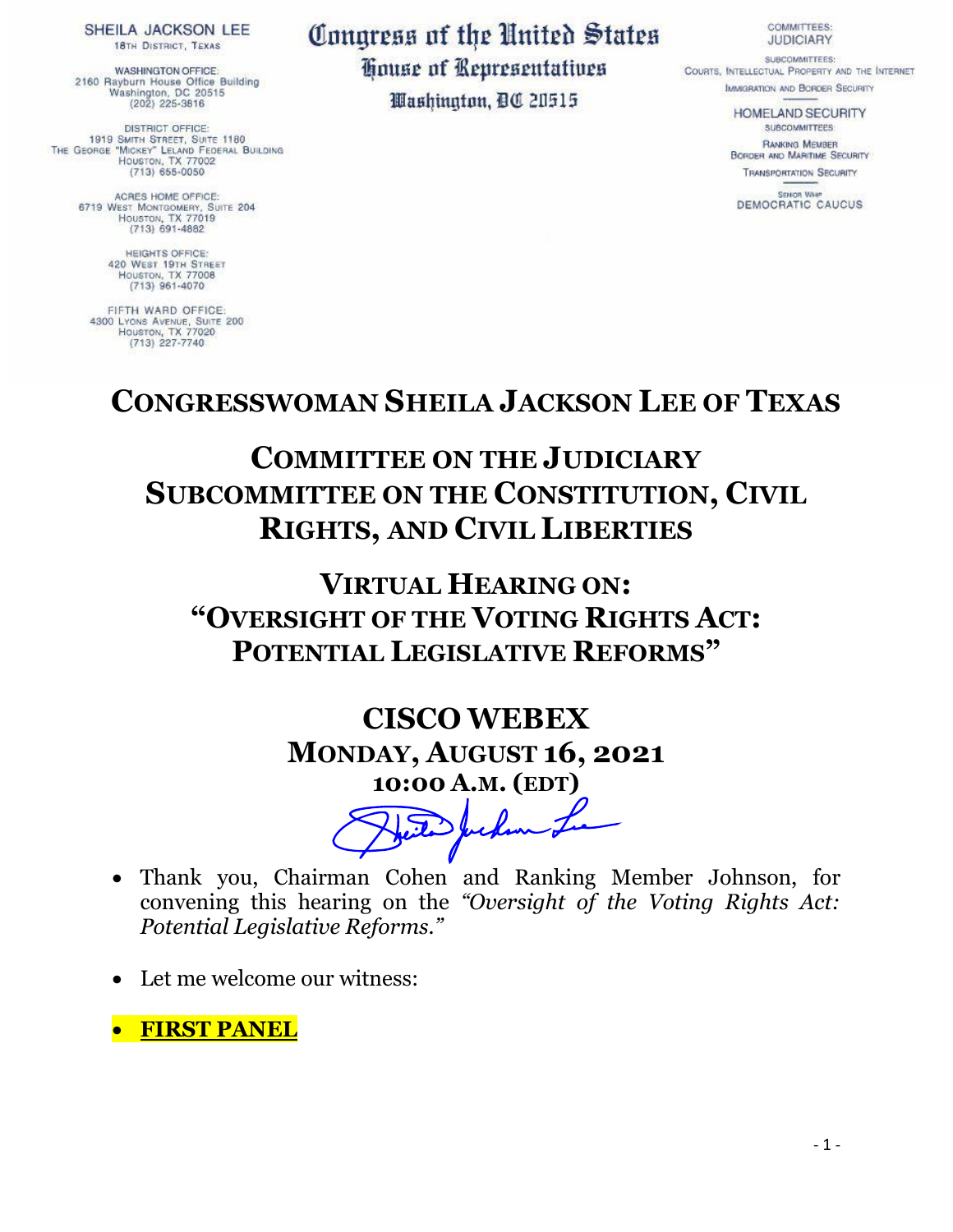SHEILA JACKSON LEE
18TH DISTRICT, TEXAS

WASHINGTON OFFICE:
2160 Rayburn House Office Building
Washington, DC 20515
(202) 225-3816

DISTRICT OFFICE:
1919 SMITH STREET, SUITE 1180
THE GEORGE "MICKEY" LELAND FEDERAL BUILDING
HOUSTON, TX 77002
(713) 655-0050

ACRES HOME OFFICE:
6719 WEST MONTGOMERY, SUITE 204
HOUSTON, TX 77019
(713) 691-4882

HEIGHTS OFFICE:
420 WEST 19TH STREET
HOUSTON, TX 77008
(713) 861-4070

FIFTH WARD OFFICE:
4300 LYONS AVENUE, SUITE 200
HOUSTON, TX 77020
(713) 227-7740

**Congress of the United States**
**House of Representatives**
**Washington, DC 20515**

COMMITTEES:
JUDICIARY
SUBCOMMITTEES:
COURTS, INTELLECTUAL PROPERTY AND THE INTERNET
IMMIGRATION AND BORDER SECURITY

HOMELAND SECURITY
SUBCOMMITTEES:
RANKING MEMBER
BORDER AND MARITIME SECURITY
TRANSPORTATION SECURITY

SENIOR WHIP
DEMOCRATIC CAUCUS

# CONGRESSWOMAN SHEILA JACKSON LEE OF TEXAS

## COMMITTEE ON THE JUDICIARY SUBCOMMITTEE ON THE CONSTITUTION, CIVIL RIGHTS, AND CIVIL LIBERTIES

## VIRTUAL HEARING ON: "OVERSIGHT OF THE VOTING RIGHTS ACT: POTENTIAL LEGISLATIVE REFORMS"

## CISCO WEBEX
### MONDAY, AUGUST 16, 2021
### 10:00 A.M. (EDT)

- Thank you, Chairman Cohen and Ranking Member Johnson, for convening this hearing on the *"Oversight of the Voting Rights Act: Potential Legislative Reforms."*

- Let me welcome our witness:

- **FIRST PANEL**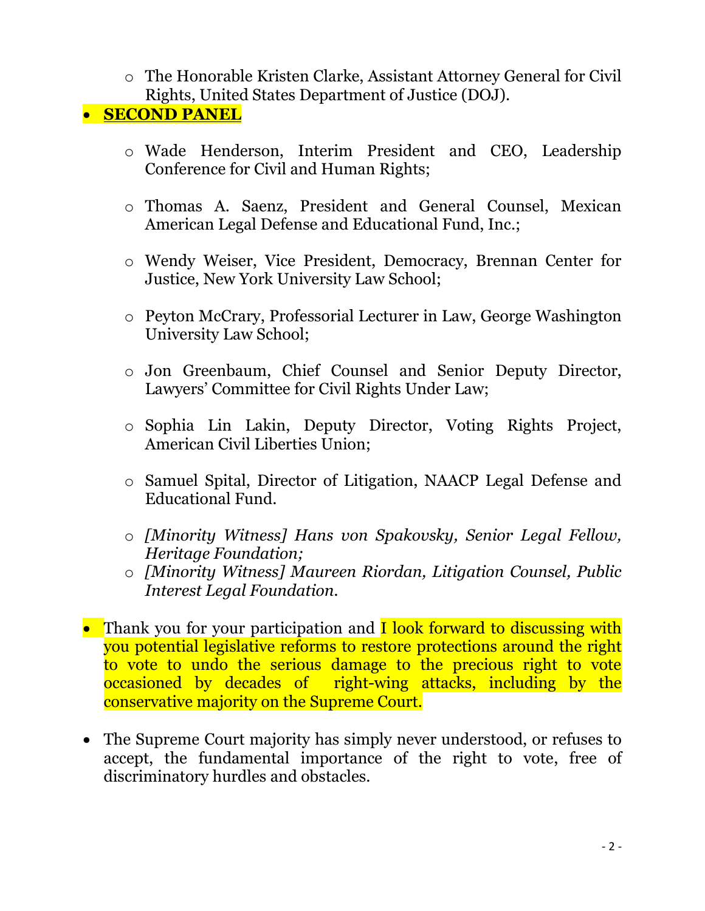- The Honorable Kristen Clarke, Assistant Attorney General for Civil Rights, United States Department of Justice (DOJ).

- **SECOND PANEL**

  - Wade Henderson, Interim President and CEO, Leadership Conference for Civil and Human Rights;

  - Thomas A. Saenz, President and General Counsel, Mexican American Legal Defense and Educational Fund, Inc.;

  - Wendy Weiser, Vice President, Democracy, Brennan Center for Justice, New York University Law School;

  - Peyton McCrary, Professorial Lecturer in Law, George Washington University Law School;

  - Jon Greenbaum, Chief Counsel and Senior Deputy Director, Lawyers' Committee for Civil Rights Under Law;

  - Sophia Lin Lakin, Deputy Director, Voting Rights Project, American Civil Liberties Union;

  - Samuel Spital, Director of Litigation, NAACP Legal Defense and Educational Fund.

  - *[Minority Witness] Hans von Spakovsky, Senior Legal Fellow, Heritage Foundation;*
  - *[Minority Witness] Maureen Riordan, Litigation Counsel, Public Interest Legal Foundation.*

- Thank you for your participation and I look forward to discussing with you potential legislative reforms to restore protections around the right to vote to undo the serious damage to the precious right to vote occasioned by decades of right-wing attacks, including by the conservative majority on the Supreme Court.

- The Supreme Court majority has simply never understood, or refuses to accept, the fundamental importance of the right to vote, free of discriminatory hurdles and obstacles.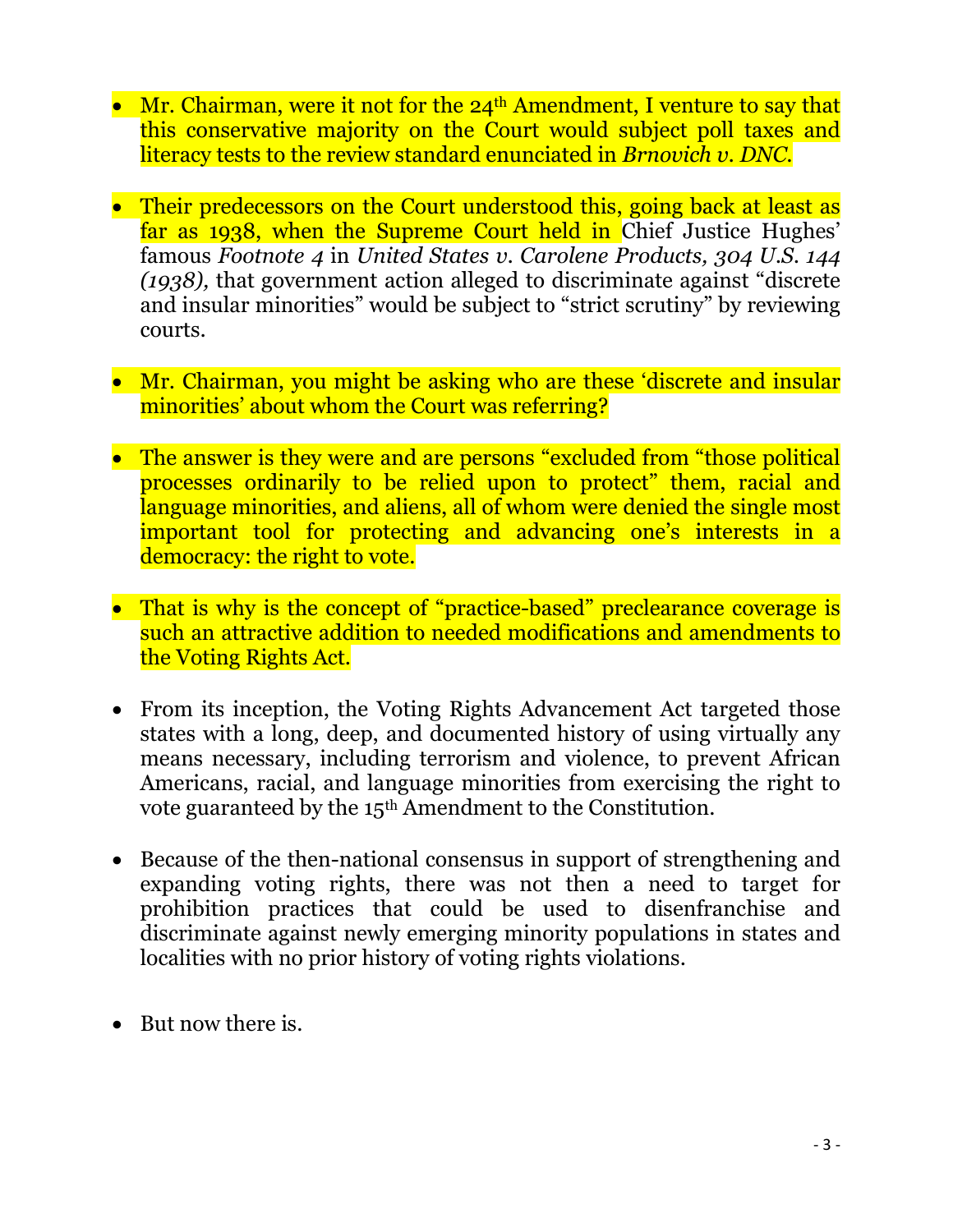- Mr. Chairman, were it not for the 24th Amendment, I venture to say that this conservative majority on the Court would subject poll taxes and literacy tests to the review standard enunciated in *Brnovich v. DNC*.

- Their predecessors on the Court understood this, going back at least as far as 1938, when the Supreme Court held in Chief Justice Hughes' famous *Footnote 4* in *United States v. Carolene Products, 304 U.S. 144 (1938),* that government action alleged to discriminate against "discrete and insular minorities" would be subject to "strict scrutiny" by reviewing courts.

- Mr. Chairman, you might be asking who are these 'discrete and insular minorities' about whom the Court was referring?

- The answer is they were and are persons "excluded from "those political processes ordinarily to be relied upon to protect" them, racial and language minorities, and aliens, all of whom were denied the single most important tool for protecting and advancing one's interests in a democracy: the right to vote.

- That is why is the concept of "practice-based" preclearance coverage is such an attractive addition to needed modifications and amendments to the Voting Rights Act.

- From its inception, the Voting Rights Advancement Act targeted those states with a long, deep, and documented history of using virtually any means necessary, including terrorism and violence, to prevent African Americans, racial, and language minorities from exercising the right to vote guaranteed by the 15th Amendment to the Constitution.

- Because of the then-national consensus in support of strengthening and expanding voting rights, there was not then a need to target for prohibition practices that could be used to disenfranchise and discriminate against newly emerging minority populations in states and localities with no prior history of voting rights violations.

- But now there is.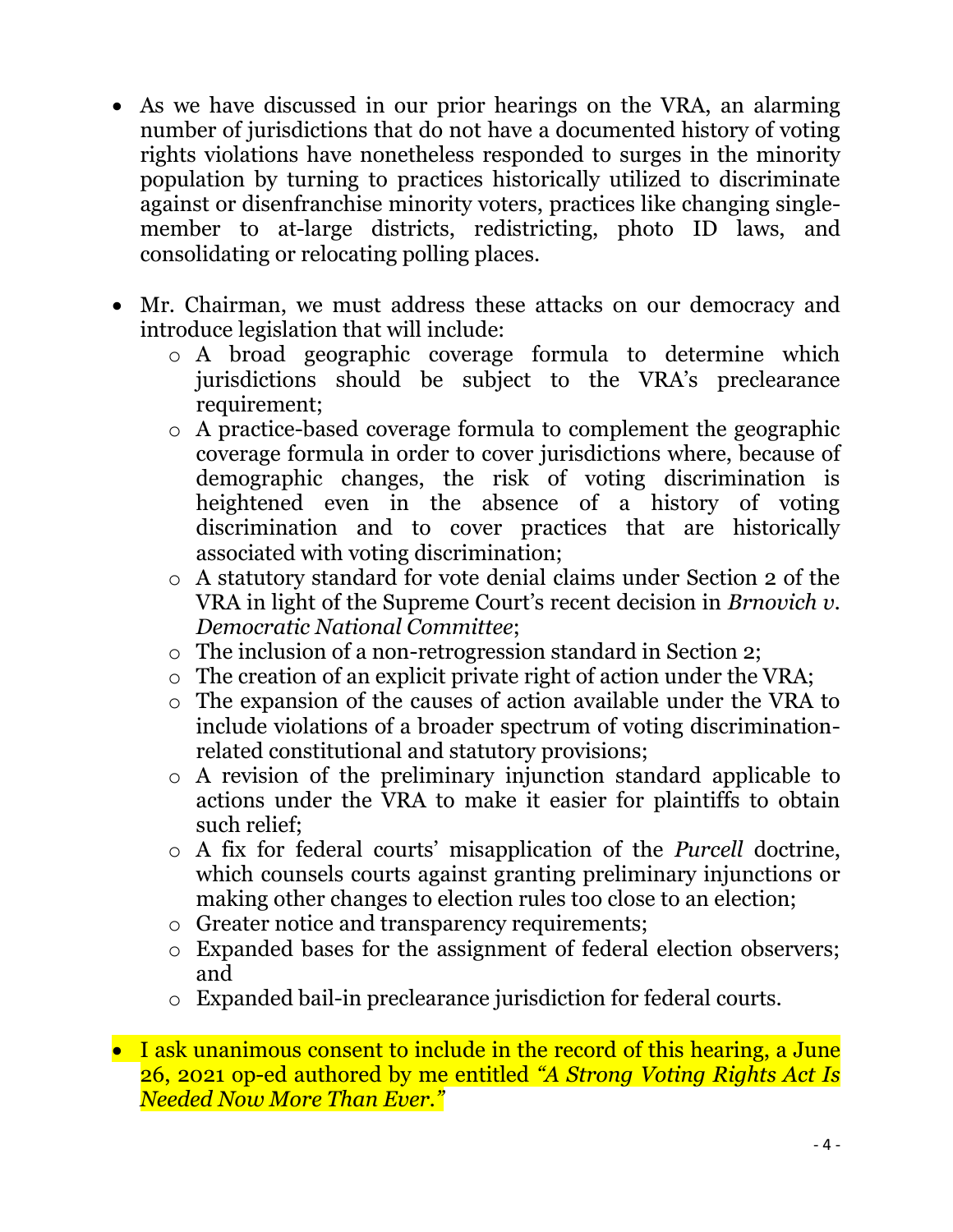- As we have discussed in our prior hearings on the VRA, an alarming number of jurisdictions that do not have a documented history of voting rights violations have nonetheless responded to surges in the minority population by turning to practices historically utilized to discriminate against or disenfranchise minority voters, practices like changing single-member to at-large districts, redistricting, photo ID laws, and consolidating or relocating polling places.

- Mr. Chairman, we must address these attacks on our democracy and introduce legislation that will include:
  - A broad geographic coverage formula to determine which jurisdictions should be subject to the VRA's preclearance requirement;
  - A practice-based coverage formula to complement the geographic coverage formula in order to cover jurisdictions where, because of demographic changes, the risk of voting discrimination is heightened even in the absence of a history of voting discrimination and to cover practices that are historically associated with voting discrimination;
  - A statutory standard for vote denial claims under Section 2 of the VRA in light of the Supreme Court's recent decision in *Brnovich v. Democratic National Committee*;
  - The inclusion of a non-retrogression standard in Section 2;
  - The creation of an explicit private right of action under the VRA;
  - The expansion of the causes of action available under the VRA to include violations of a broader spectrum of voting discrimination-related constitutional and statutory provisions;
  - A revision of the preliminary injunction standard applicable to actions under the VRA to make it easier for plaintiffs to obtain such relief;
  - A fix for federal courts' misapplication of the *Purcell* doctrine, which counsels courts against granting preliminary injunctions or making other changes to election rules too close to an election;
  - Greater notice and transparency requirements;
  - Expanded bases for the assignment of federal election observers; and
  - Expanded bail-in preclearance jurisdiction for federal courts.

- I ask unanimous consent to include in the record of this hearing, a June 26, 2021 op-ed authored by me entitled *"A Strong Voting Rights Act Is Needed Now More Than Ever."*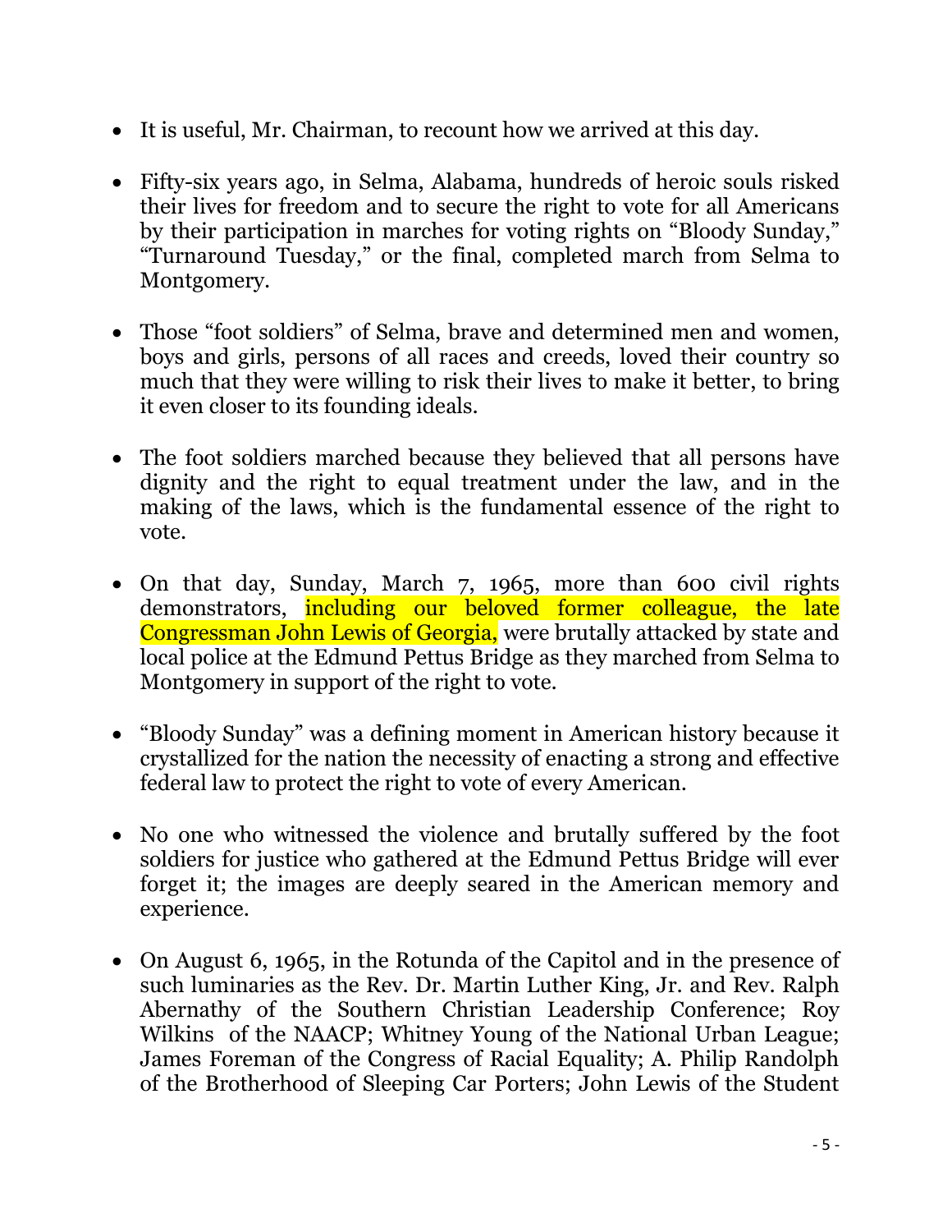- It is useful, Mr. Chairman, to recount how we arrived at this day.

- Fifty-six years ago, in Selma, Alabama, hundreds of heroic souls risked their lives for freedom and to secure the right to vote for all Americans by their participation in marches for voting rights on "Bloody Sunday," "Turnaround Tuesday," or the final, completed march from Selma to Montgomery.

- Those "foot soldiers" of Selma, brave and determined men and women, boys and girls, persons of all races and creeds, loved their country so much that they were willing to risk their lives to make it better, to bring it even closer to its founding ideals.

- The foot soldiers marched because they believed that all persons have dignity and the right to equal treatment under the law, and in the making of the laws, which is the fundamental essence of the right to vote.

- On that day, Sunday, March 7, 1965, more than 600 civil rights demonstrators, including our beloved former colleague, the late Congressman John Lewis of Georgia, were brutally attacked by state and local police at the Edmund Pettus Bridge as they marched from Selma to Montgomery in support of the right to vote.

- "Bloody Sunday" was a defining moment in American history because it crystallized for the nation the necessity of enacting a strong and effective federal law to protect the right to vote of every American.

- No one who witnessed the violence and brutally suffered by the foot soldiers for justice who gathered at the Edmund Pettus Bridge will ever forget it; the images are deeply seared in the American memory and experience.

- On August 6, 1965, in the Rotunda of the Capitol and in the presence of such luminaries as the Rev. Dr. Martin Luther King, Jr. and Rev. Ralph Abernathy of the Southern Christian Leadership Conference; Roy Wilkins of the NAACP; Whitney Young of the National Urban League; James Foreman of the Congress of Racial Equality; A. Philip Randolph of the Brotherhood of Sleeping Car Porters; John Lewis of the Student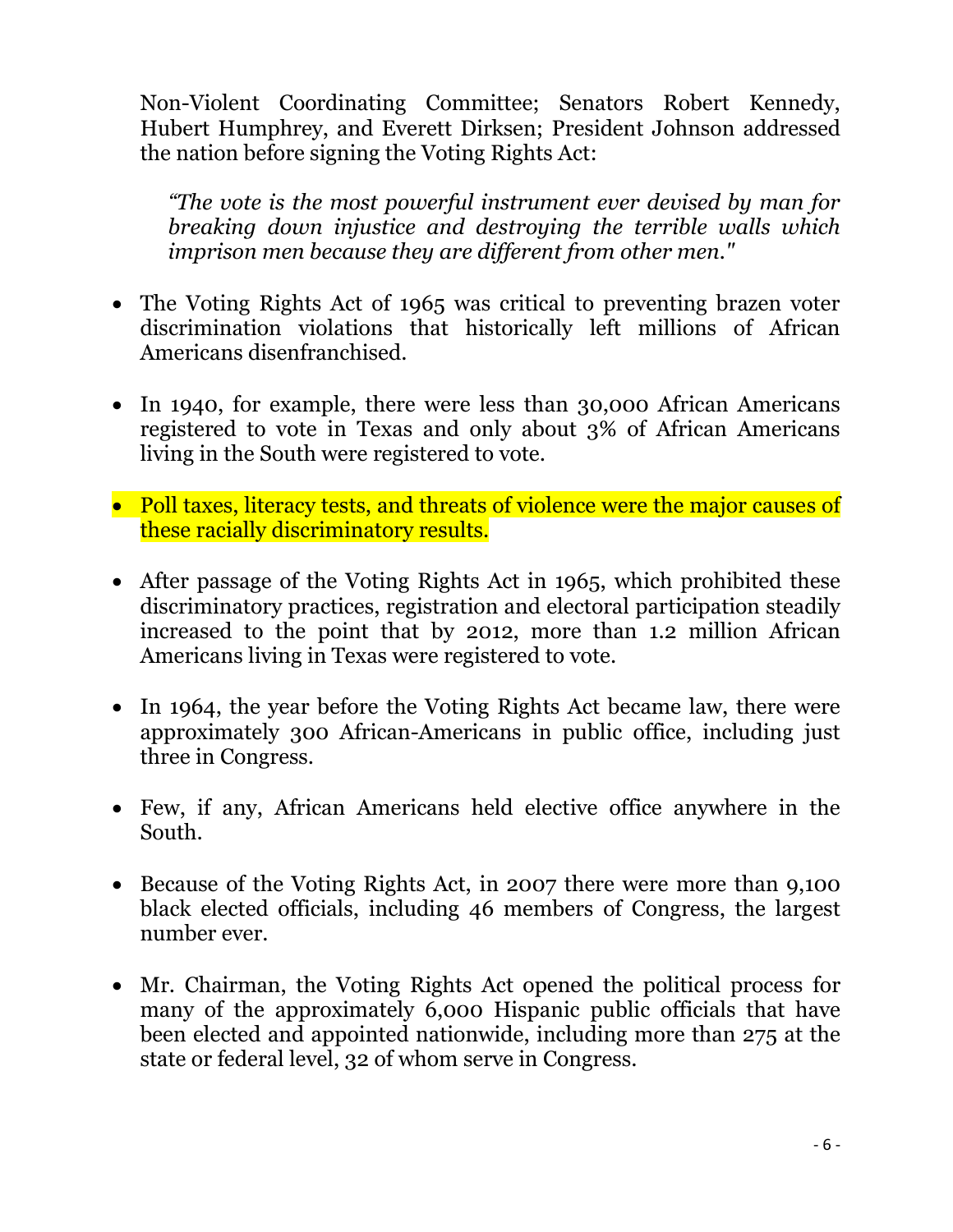Non-Violent Coordinating Committee; Senators Robert Kennedy, Hubert Humphrey, and Everett Dirksen; President Johnson addressed the nation before signing the Voting Rights Act:

> *"The vote is the most powerful instrument ever devised by man for breaking down injustice and destroying the terrible walls which imprison men because they are different from other men."*

- The Voting Rights Act of 1965 was critical to preventing brazen voter discrimination violations that historically left millions of African Americans disenfranchised.

- In 1940, for example, there were less than 30,000 African Americans registered to vote in Texas and only about 3% of African Americans living in the South were registered to vote.

- Poll taxes, literacy tests, and threats of violence were the major causes of these racially discriminatory results.

- After passage of the Voting Rights Act in 1965, which prohibited these discriminatory practices, registration and electoral participation steadily increased to the point that by 2012, more than 1.2 million African Americans living in Texas were registered to vote.

- In 1964, the year before the Voting Rights Act became law, there were approximately 300 African-Americans in public office, including just three in Congress.

- Few, if any, African Americans held elective office anywhere in the South.

- Because of the Voting Rights Act, in 2007 there were more than 9,100 black elected officials, including 46 members of Congress, the largest number ever.

- Mr. Chairman, the Voting Rights Act opened the political process for many of the approximately 6,000 Hispanic public officials that have been elected and appointed nationwide, including more than 275 at the state or federal level, 32 of whom serve in Congress.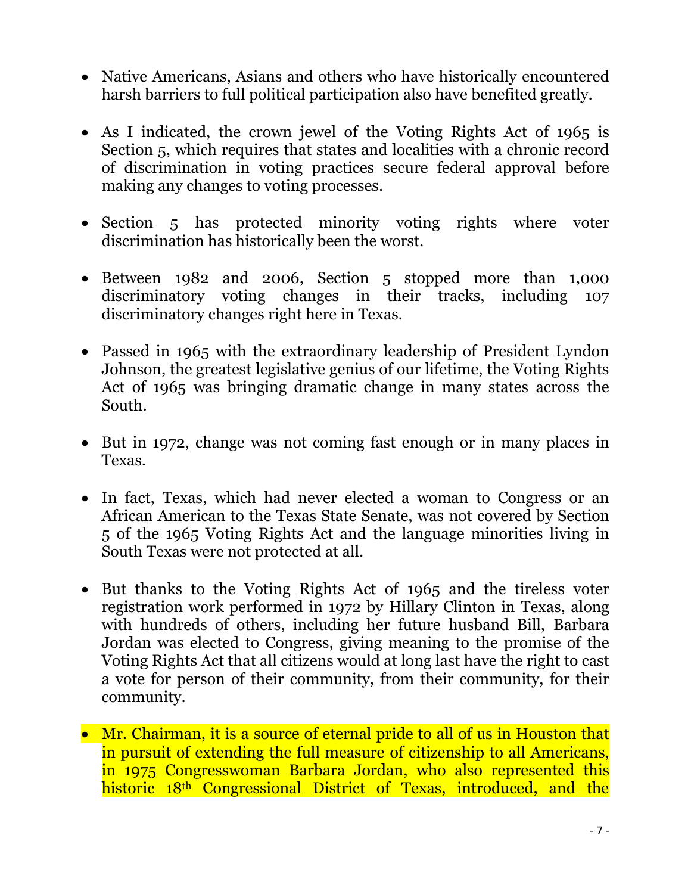- Native Americans, Asians and others who have historically encountered harsh barriers to full political participation also have benefited greatly.

- As I indicated, the crown jewel of the Voting Rights Act of 1965 is Section 5, which requires that states and localities with a chronic record of discrimination in voting practices secure federal approval before making any changes to voting processes.

- Section 5 has protected minority voting rights where voter discrimination has historically been the worst.

- Between 1982 and 2006, Section 5 stopped more than 1,000 discriminatory voting changes in their tracks, including 107 discriminatory changes right here in Texas.

- Passed in 1965 with the extraordinary leadership of President Lyndon Johnson, the greatest legislative genius of our lifetime, the Voting Rights Act of 1965 was bringing dramatic change in many states across the South.

- But in 1972, change was not coming fast enough or in many places in Texas.

- In fact, Texas, which had never elected a woman to Congress or an African American to the Texas State Senate, was not covered by Section 5 of the 1965 Voting Rights Act and the language minorities living in South Texas were not protected at all.

- But thanks to the Voting Rights Act of 1965 and the tireless voter registration work performed in 1972 by Hillary Clinton in Texas, along with hundreds of others, including her future husband Bill, Barbara Jordan was elected to Congress, giving meaning to the promise of the Voting Rights Act that all citizens would at long last have the right to cast a vote for person of their community, from their community, for their community.

- Mr. Chairman, it is a source of eternal pride to all of us in Houston that in pursuit of extending the full measure of citizenship to all Americans, in 1975 Congresswoman Barbara Jordan, who also represented this historic 18th Congressional District of Texas, introduced, and the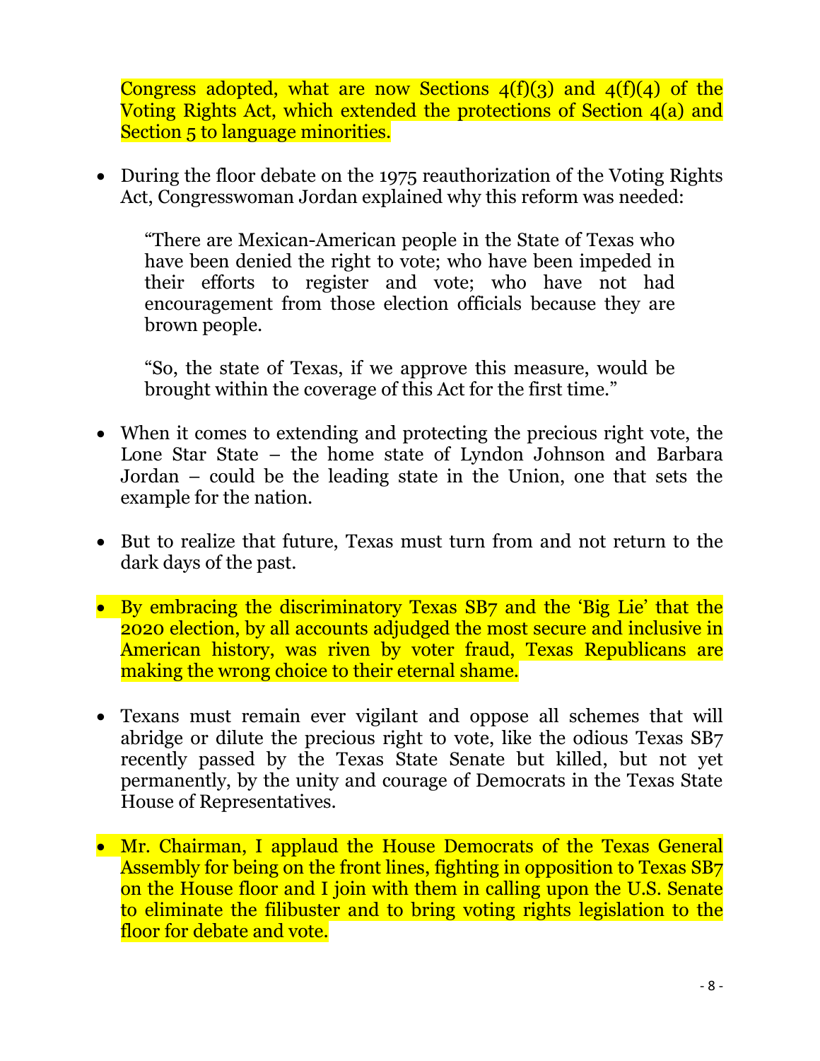Congress adopted, what are now Sections 4(f)(3) and 4(f)(4) of the Voting Rights Act, which extended the protections of Section 4(a) and Section 5 to language minorities.

- During the floor debate on the 1975 reauthorization of the Voting Rights Act, Congresswoman Jordan explained why this reform was needed:

  "There are Mexican-American people in the State of Texas who have been denied the right to vote; who have been impeded in their efforts to register and vote; who have not had encouragement from those election officials because they are brown people.

  "So, the state of Texas, if we approve this measure, would be brought within the coverage of this Act for the first time."

- When it comes to extending and protecting the precious right vote, the Lone Star State – the home state of Lyndon Johnson and Barbara Jordan – could be the leading state in the Union, one that sets the example for the nation.

- But to realize that future, Texas must turn from and not return to the dark days of the past.

- By embracing the discriminatory Texas SB7 and the 'Big Lie' that the 2020 election, by all accounts adjudged the most secure and inclusive in American history, was riven by voter fraud, Texas Republicans are making the wrong choice to their eternal shame.

- Texans must remain ever vigilant and oppose all schemes that will abridge or dilute the precious right to vote, like the odious Texas SB7 recently passed by the Texas State Senate but killed, but not yet permanently, by the unity and courage of Democrats in the Texas State House of Representatives.

- Mr. Chairman, I applaud the House Democrats of the Texas General Assembly for being on the front lines, fighting in opposition to Texas SB7 on the House floor and I join with them in calling upon the U.S. Senate to eliminate the filibuster and to bring voting rights legislation to the floor for debate and vote.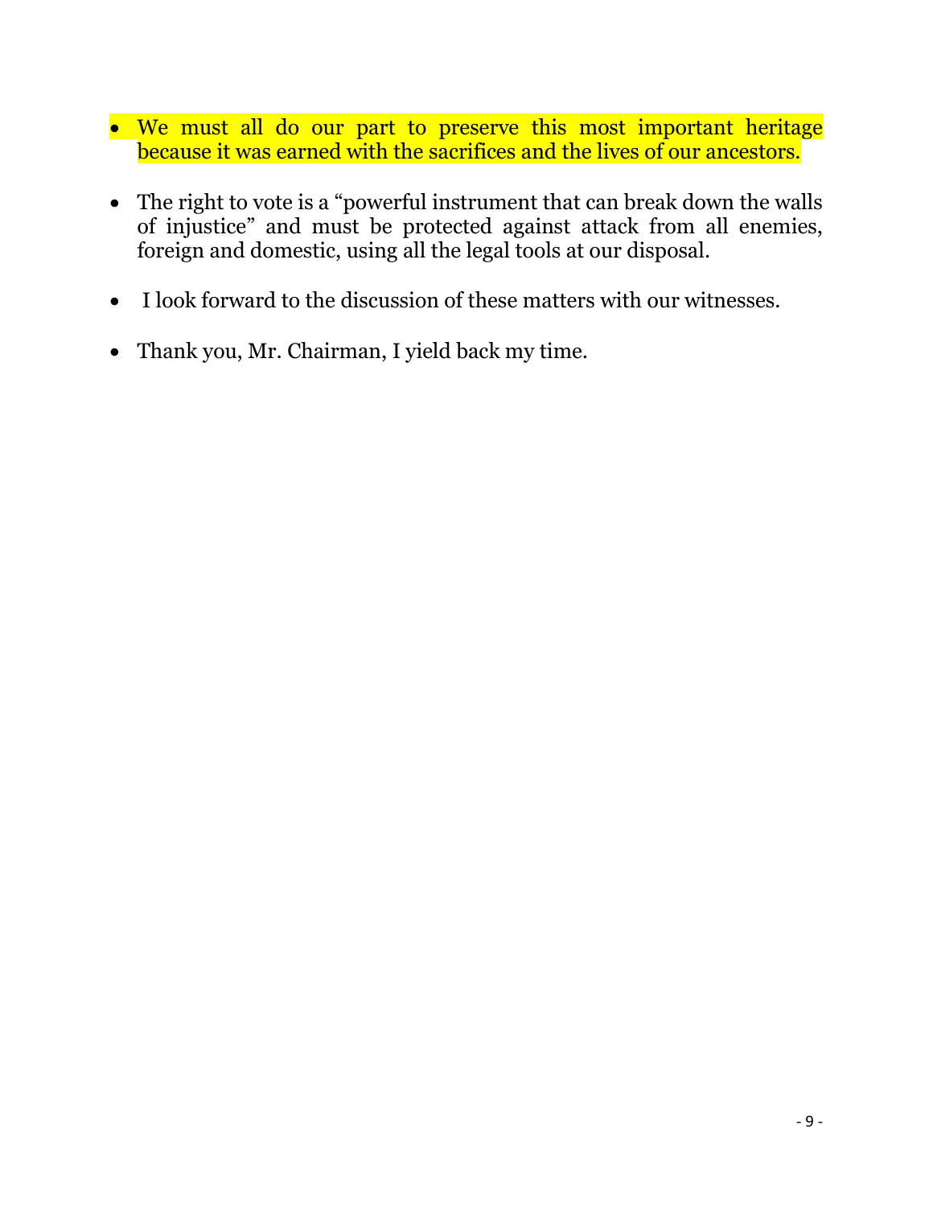- We must all do our part to preserve this most important heritage because it was earned with the sacrifices and the lives of our ancestors.

- The right to vote is a "powerful instrument that can break down the walls of injustice" and must be protected against attack from all enemies, foreign and domestic, using all the legal tools at our disposal.

- I look forward to the discussion of these matters with our witnesses.

- Thank you, Mr. Chairman, I yield back my time.